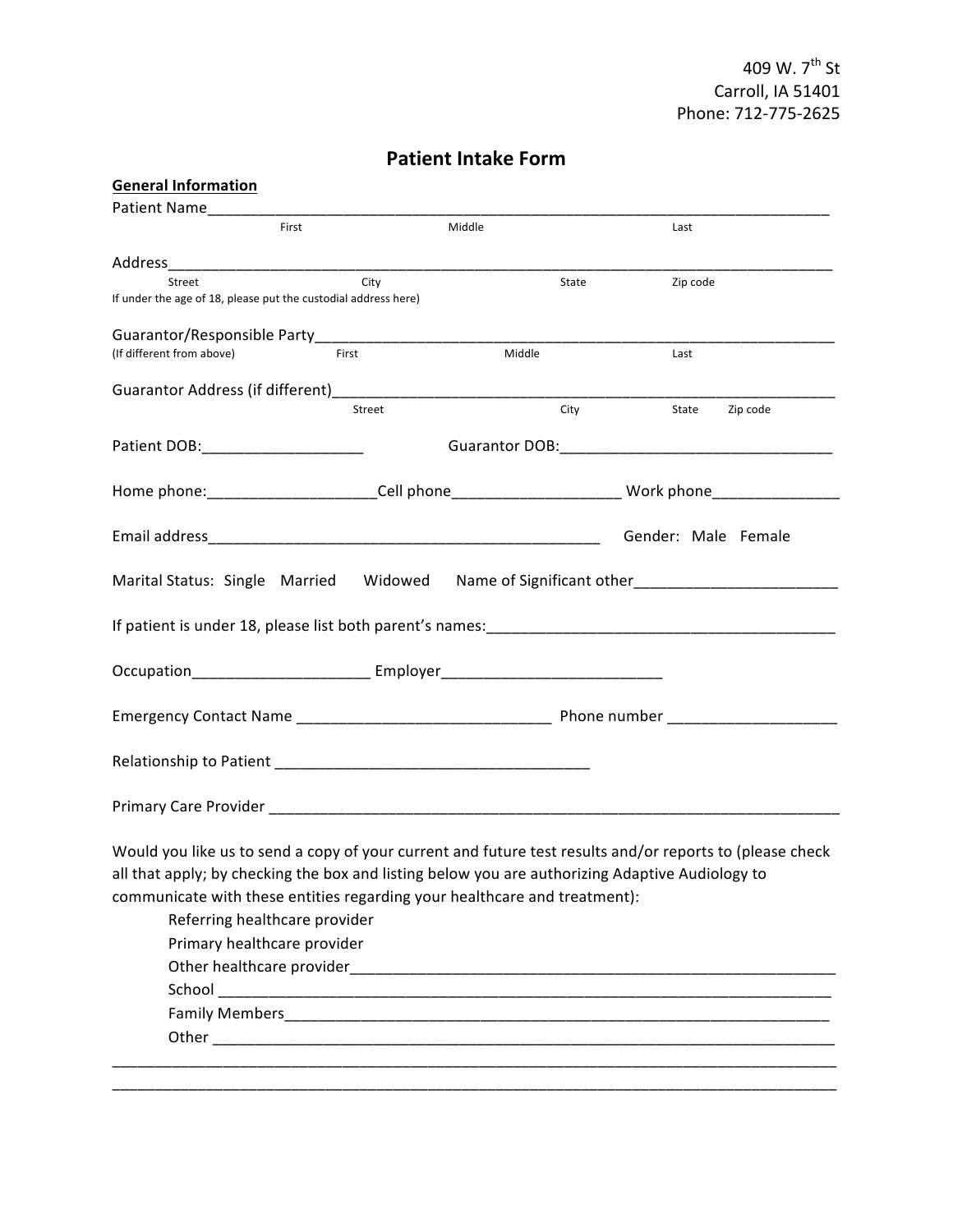409 W. 7th St
Carroll, IA 51401
Phone: 712-775-2625

# Patient Intake Form

**General Information**

Patient Name_______________________________________________________________________________
First Middle Last

Address_________________________________________________________________________________
Street City State Zip code
If under the age of 18, please put the custodial address here)

Guarantor/Responsible Party_______________________________________________________________
(If different from above) First Middle Last

Guarantor Address (if different)___________________________________________________________
Street City State Zip code

Patient DOB:___________________ Guarantor DOB:________________________________

Home phone:___________________Cell phone___________________ Work phone_______________

Email address_______________________________________________ Gender: Male Female

Marital Status: Single Married Widowed Name of Significant other________________________

If patient is under 18, please list both parent's names:__________________________________________

Occupation____________________ Employer_________________________

Emergency Contact Name ______________________________ Phone number ___________________

Relationship to Patient ____________________________________

Primary Care Provider _____________________________________________________________________

Would you like us to send a copy of your current and future test results and/or reports to (please check all that apply; by checking the box and listing below you are authorizing Adaptive Audiology to communicate with these entities regarding your healthcare and treatment):

- Referring healthcare provider
- Primary healthcare provider
- Other healthcare provider__________________________________________________________
- School ______________________________________________________________________
- Family Members________________________________________________________________
- Other ______________________________________________________________________

_____________________________________________________________________________________
_____________________________________________________________________________________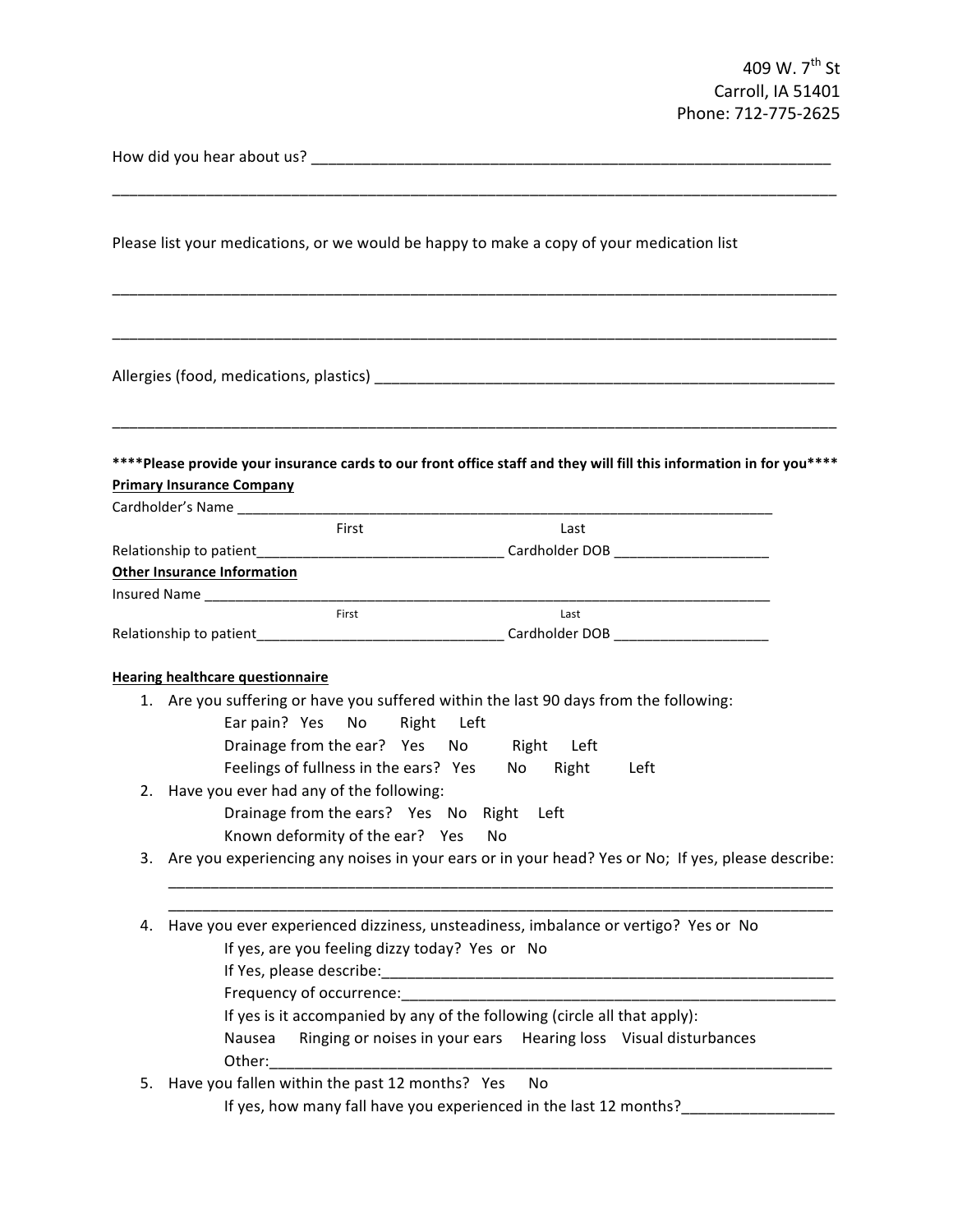409 W. 7th St
Carroll, IA 51401
Phone: 712-775-2625

How did you hear about us? ______________________________________________________________

_____________________________________________________________________________________

Please list your medications, or we would be happy to make a copy of your medication list

_____________________________________________________________________________________

_____________________________________________________________________________________

Allergies (food, medications, plastics) _________________________________________________________

_____________________________________________________________________________________

**\*\*\*\*Please provide your insurance cards to our front office staff and they will fill this information in for you\*\*\*\***

**Primary Insurance Company**

Cardholder's Name ____________________________________________________________________
First Last

Relationship to patient_______________________________ Cardholder DOB ___________________

**Other Insurance Information**

Insured Name ________________________________________________________________________
First Last

Relationship to patient_______________________________ Cardholder DOB ___________________

**Hearing healthcare questionnaire**

1. Are you suffering or have you suffered within the last 90 days from the following:
   - Ear pain? Yes No Right Left
   - Drainage from the ear? Yes No Right Left
   - Feelings of fullness in the ears? Yes No Right Left
2. Have you ever had any of the following:
   - Drainage from the ears? Yes No Right Left
   - Known deformity of the ear? Yes No
3. Are you experiencing any noises in your ears or in your head? Yes or No; If yes, please describe:
   _________________________________________________________________________________
   _________________________________________________________________________________
4. Have you ever experienced dizziness, unsteadiness, imbalance or vertigo? Yes or No
   - If yes, are you feeling dizzy today? Yes or No
   - If Yes, please describe:_______________________________________________________
   - Frequency of occurrence:_____________________________________________________
   - If yes is it accompanied by any of the following (circle all that apply):
   - Nausea Ringing or noises in your ears Hearing loss Visual disturbances
   - Other:_________________________________________________________________
5. Have you fallen within the past 12 months? Yes No
   - If yes, how many fall have you experienced in the last 12 months?_________________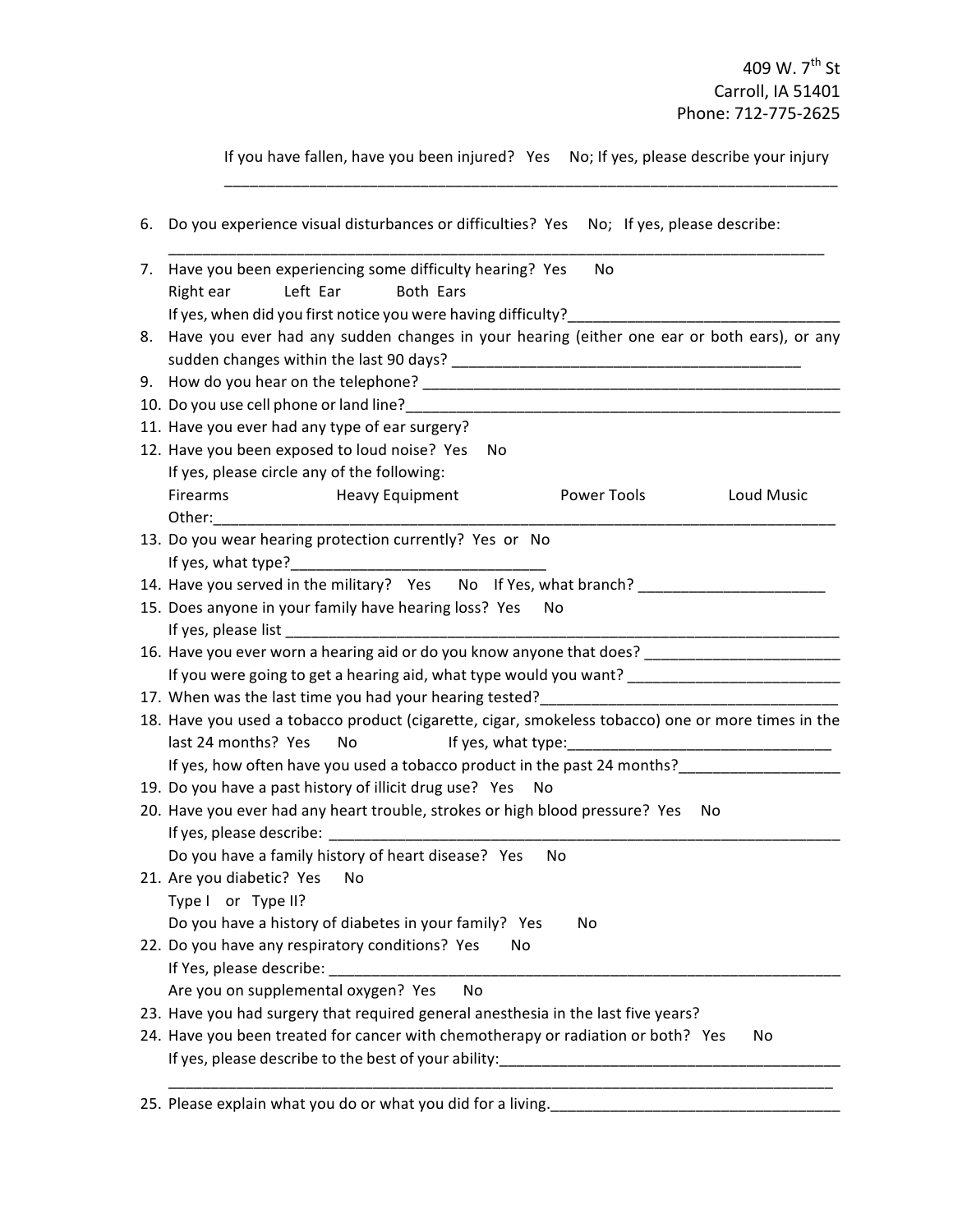409 W. 7th St
Carroll, IA 51401
Phone: 712-775-2625

If you have fallen, have you been injured?   Yes     No; If yes, please describe your injury
___________________________________________________________________________

6. Do you experience visual disturbances or difficulties?  Yes     No;   If yes, please describe:
   ___________________________________________________________________________
7. Have you been experiencing some difficulty hearing?  Yes       No
   Right ear           Left  Ear           Both  Ears
   If yes, when did you first notice you were having difficulty?________________________________
8. Have you ever had any sudden changes in your hearing (either one ear or both ears), or any sudden changes within the last 90 days? ___________________________________________
9. How do you hear on the telephone? __________________________________________________
10. Do you use cell phone or land line?_____________________________________________________
11. Have you ever had any type of ear surgery?
12. Have you been exposed to loud noise?  Yes     No
    If yes, please circle any of the following:
    Firearms                    Heavy Equipment                    Power Tools                    Loud Music
    Other:___________________________________________________________________________
13. Do you wear hearing protection currently?  Yes  or   No
    If yes, what type?_____________________________
14. Have you served in the military?    Yes      No    If Yes, what branch? ______________________
15. Does anyone in your family have hearing loss?  Yes     No
    If yes, please list ______________________________________________________________________
16. Have you ever worn a hearing aid or do you know anyone that does? _______________________
    If you were going to get a hearing aid, what type would you want? ________________________
17. When was the last time you had your hearing tested?___________________________________
18. Have you used a tobacco product (cigarette, cigar, smokeless tobacco) one or more times in the last 24 months?  Yes       No               If yes, what type:______________________________
    If yes, how often have you used a tobacco product in the past 24 months?__________________
19. Do you have a past history of illicit drug use?   Yes    No
20. Have you ever had any heart trouble, strokes or high blood pressure?  Yes     No
    If yes, please describe: ______________________________________________________________
    Do you have a family history of heart disease?   Yes     No
21. Are you diabetic?  Yes     No
    Type I    or   Type II?
    Do you have a history of diabetes in your family?   Yes        No
22. Do you have any respiratory conditions?  Yes       No
    If Yes, please describe: _______________________________________________________________
    Are you on supplemental oxygen?  Yes      No
23. Have you had surgery that required general anesthesia in the last five years?
24. Have you been treated for cancer with chemotherapy or radiation or both?   Yes       No
    If yes, please describe to the best of your ability:_________________________________________
    ___________________________________________________________________________
25. Please explain what you do or what you did for a living.__________________________________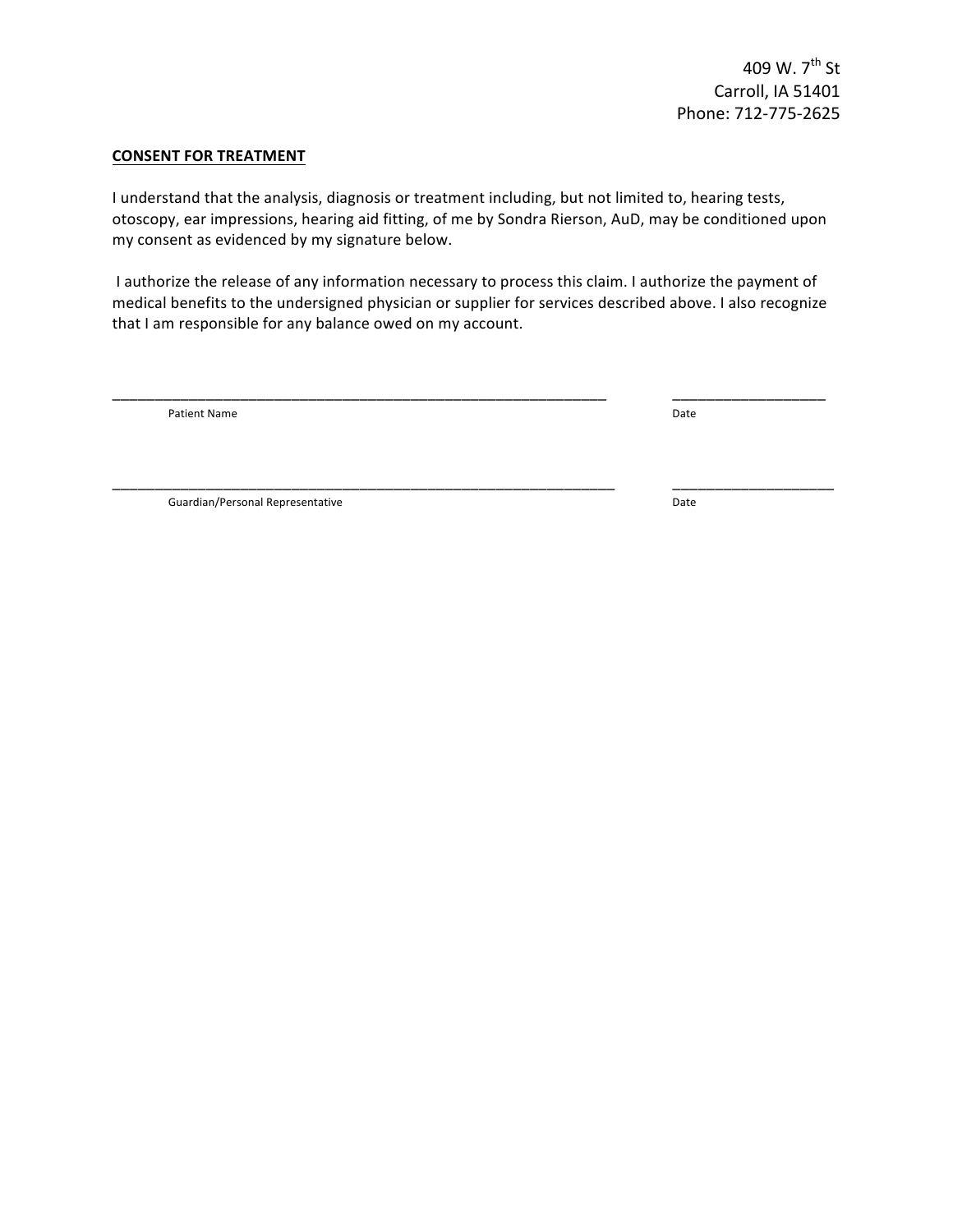409 W. 7th St
Carroll, IA 51401
Phone: 712-775-2625

**<u>CONSENT FOR TREATMENT</u>**

I understand that the analysis, diagnosis or treatment including, but not limited to, hearing tests, otoscopy, ear impressions, hearing aid fitting, of me by Sondra Rierson, AuD, may be conditioned upon my consent as evidenced by my signature below.

I authorize the release of any information necessary to process this claim. I authorize the payment of medical benefits to the undersigned physician or supplier for services described above. I also recognize that I am responsible for any balance owed on my account.

\_\_\_\_\_\_\_\_\_\_\_\_\_\_\_\_\_\_\_\_\_\_\_\_\_\_\_\_\_\_\_\_\_\_\_\_\_\_\_\_\_\_\_\_\_\_\_\_\_\_\_\_\_\_\_\_\_\_\_\_\_ \_\_\_\_\_\_\_\_\_\_\_\_\_\_\_\_\_\_\_\_

Patient Name Date

\_\_\_\_\_\_\_\_\_\_\_\_\_\_\_\_\_\_\_\_\_\_\_\_\_\_\_\_\_\_\_\_\_\_\_\_\_\_\_\_\_\_\_\_\_\_\_\_\_\_\_\_\_\_\_\_\_\_\_\_\_ \_\_\_\_\_\_\_\_\_\_\_\_\_\_\_\_\_\_\_\_

Guardian/Personal Representative Date